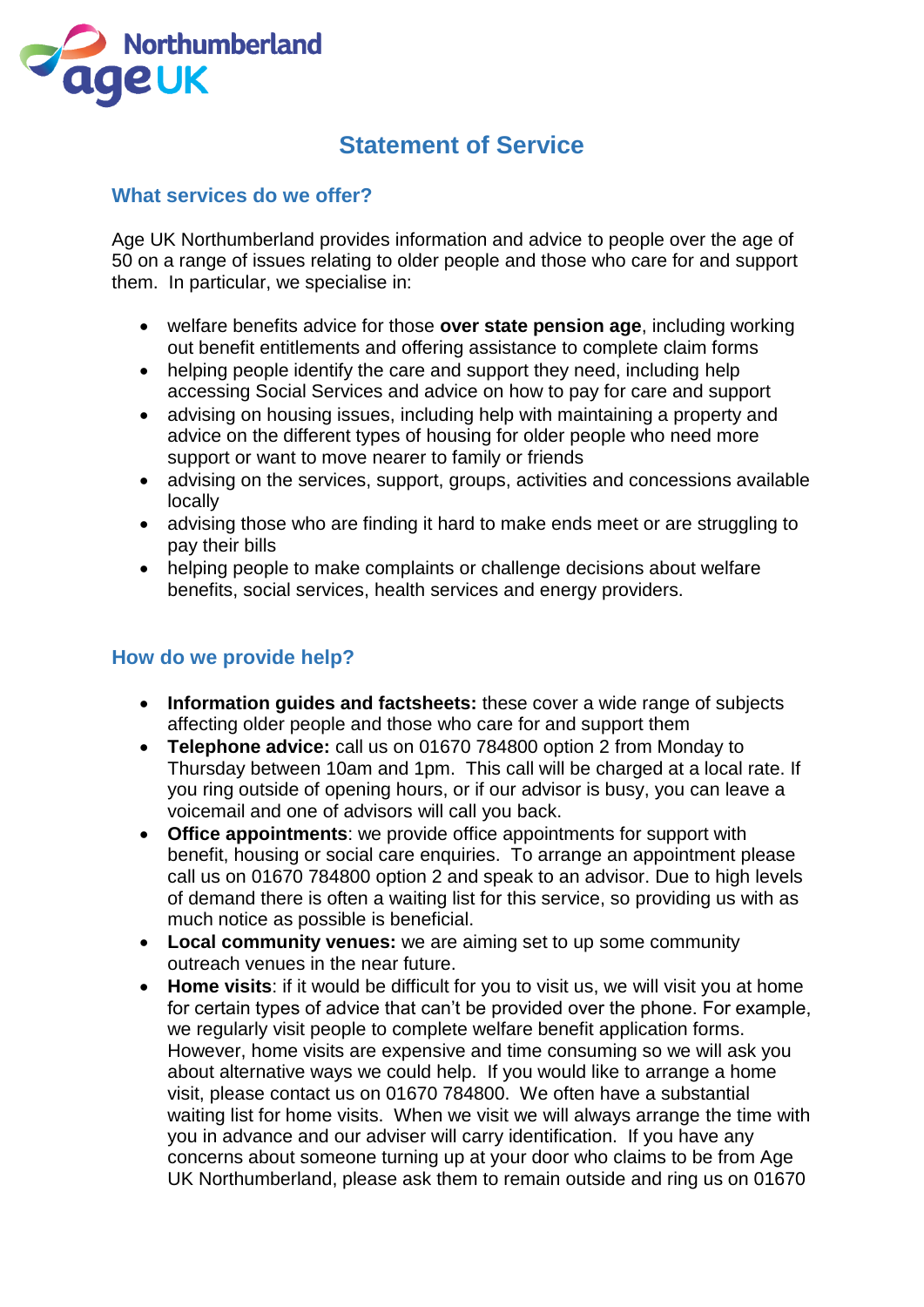Northumberland Age UK

# Statement of Service

## What services do we offer?

Age UK Northumberland provides information and advice to people over the age of 50 on a range of issues relating to older people and those who care for and support them. In particular, we specialise in:

- welfare benefits advice for those **over state pension age**, including working out benefit entitlements and offering assistance to complete claim forms
- helping people identify the care and support they need, including help accessing Social Services and advice on how to pay for care and support
- advising on housing issues, including help with maintaining a property and advice on the different types of housing for older people who need more support or want to move nearer to family or friends
- advising on the services, support, groups, activities and concessions available locally
- advising those who are finding it hard to make ends meet or are struggling to pay their bills
- helping people to make complaints or challenge decisions about welfare benefits, social services, health services and energy providers.

## How do we provide help?

- **Information guides and factsheets:** these cover a wide range of subjects affecting older people and those who care for and support them
- **Telephone advice:** call us on 01670 784800 option 2 from Monday to Thursday between 10am and 1pm. This call will be charged at a local rate. If you ring outside of opening hours, or if our advisor is busy, you can leave a voicemail and one of advisors will call you back.
- **Office appointments**: we provide office appointments for support with benefit, housing or social care enquiries. To arrange an appointment please call us on 01670 784800 option 2 and speak to an advisor. Due to high levels of demand there is often a waiting list for this service, so providing us with as much notice as possible is beneficial.
- **Local community venues:** we are aiming set to up some community outreach venues in the near future.
- **Home visits**: if it would be difficult for you to visit us, we will visit you at home for certain types of advice that can't be provided over the phone. For example, we regularly visit people to complete welfare benefit application forms. However, home visits are expensive and time consuming so we will ask you about alternative ways we could help. If you would like to arrange a home visit, please contact us on 01670 784800. We often have a substantial waiting list for home visits. When we visit we will always arrange the time with you in advance and our adviser will carry identification. If you have any concerns about someone turning up at your door who claims to be from Age UK Northumberland, please ask them to remain outside and ring us on 01670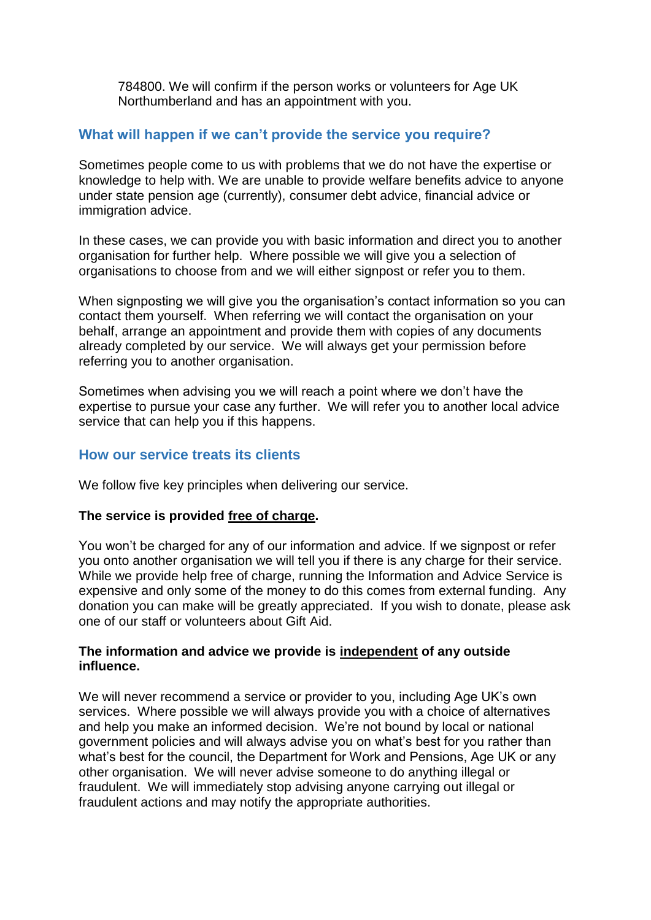784800. We will confirm if the person works or volunteers for Age UK Northumberland and has an appointment with you.

## What will happen if we can't provide the service you require?

Sometimes people come to us with problems that we do not have the expertise or knowledge to help with. We are unable to provide welfare benefits advice to anyone under state pension age (currently), consumer debt advice, financial advice or immigration advice.

In these cases, we can provide you with basic information and direct you to another organisation for further help. Where possible we will give you a selection of organisations to choose from and we will either signpost or refer you to them.

When signposting we will give you the organisation's contact information so you can contact them yourself. When referring we will contact the organisation on your behalf, arrange an appointment and provide them with copies of any documents already completed by our service. We will always get your permission before referring you to another organisation.

Sometimes when advising you we will reach a point where we don't have the expertise to pursue your case any further. We will refer you to another local advice service that can help you if this happens.

## How our service treats its clients

We follow five key principles when delivering our service.

**The service is provided <u>free of charge</u>.**

You won't be charged for any of our information and advice. If we signpost or refer you onto another organisation we will tell you if there is any charge for their service. While we provide help free of charge, running the Information and Advice Service is expensive and only some of the money to do this comes from external funding. Any donation you can make will be greatly appreciated. If you wish to donate, please ask one of our staff or volunteers about Gift Aid.

**The information and advice we provide is <u>independent</u> of any outside influence.**

We will never recommend a service or provider to you, including Age UK's own services. Where possible we will always provide you with a choice of alternatives and help you make an informed decision. We're not bound by local or national government policies and will always advise you on what's best for you rather than what's best for the council, the Department for Work and Pensions, Age UK or any other organisation. We will never advise someone to do anything illegal or fraudulent. We will immediately stop advising anyone carrying out illegal or fraudulent actions and may notify the appropriate authorities.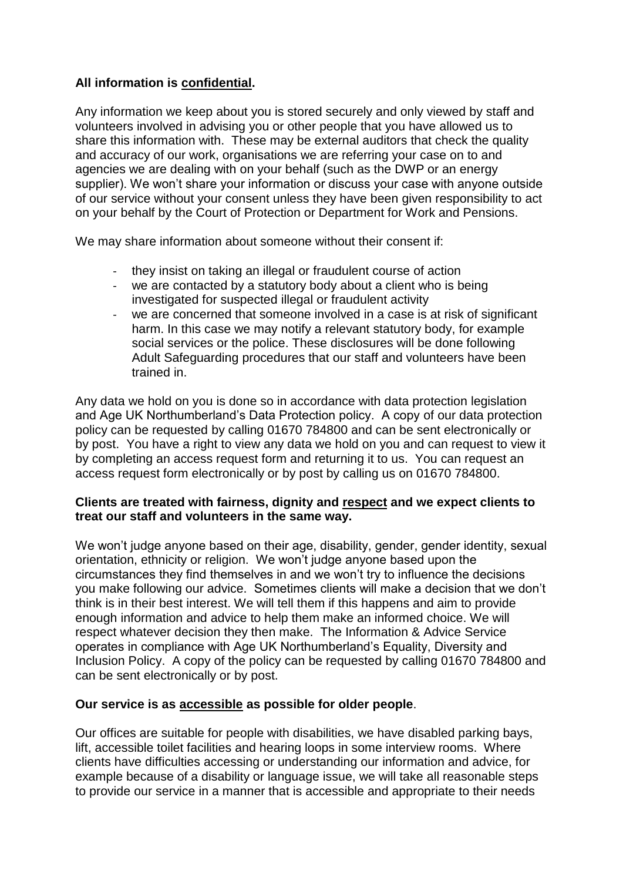**All information is <u>confidential</u>.**

Any information we keep about you is stored securely and only viewed by staff and volunteers involved in advising you or other people that you have allowed us to share this information with. These may be external auditors that check the quality and accuracy of our work, organisations we are referring your case on to and agencies we are dealing with on your behalf (such as the DWP or an energy supplier). We won't share your information or discuss your case with anyone outside of our service without your consent unless they have been given responsibility to act on your behalf by the Court of Protection or Department for Work and Pensions.

We may share information about someone without their consent if:

- they insist on taking an illegal or fraudulent course of action
- we are contacted by a statutory body about a client who is being investigated for suspected illegal or fraudulent activity
- we are concerned that someone involved in a case is at risk of significant harm. In this case we may notify a relevant statutory body, for example social services or the police. These disclosures will be done following Adult Safeguarding procedures that our staff and volunteers have been trained in.

Any data we hold on you is done so in accordance with data protection legislation and Age UK Northumberland's Data Protection policy. A copy of our data protection policy can be requested by calling 01670 784800 and can be sent electronically or by post. You have a right to view any data we hold on you and can request to view it by completing an access request form and returning it to us. You can request an access request form electronically or by post by calling us on 01670 784800.

**Clients are treated with fairness, dignity and <u>respect</u> and we expect clients to treat our staff and volunteers in the same way.**

We won't judge anyone based on their age, disability, gender, gender identity, sexual orientation, ethnicity or religion. We won't judge anyone based upon the circumstances they find themselves in and we won't try to influence the decisions you make following our advice. Sometimes clients will make a decision that we don't think is in their best interest. We will tell them if this happens and aim to provide enough information and advice to help them make an informed choice. We will respect whatever decision they then make. The Information & Advice Service operates in compliance with Age UK Northumberland's Equality, Diversity and Inclusion Policy. A copy of the policy can be requested by calling 01670 784800 and can be sent electronically or by post.

**Our service is as <u>accessible</u> as possible for older people**.

Our offices are suitable for people with disabilities, we have disabled parking bays, lift, accessible toilet facilities and hearing loops in some interview rooms. Where clients have difficulties accessing or understanding our information and advice, for example because of a disability or language issue, we will take all reasonable steps to provide our service in a manner that is accessible and appropriate to their needs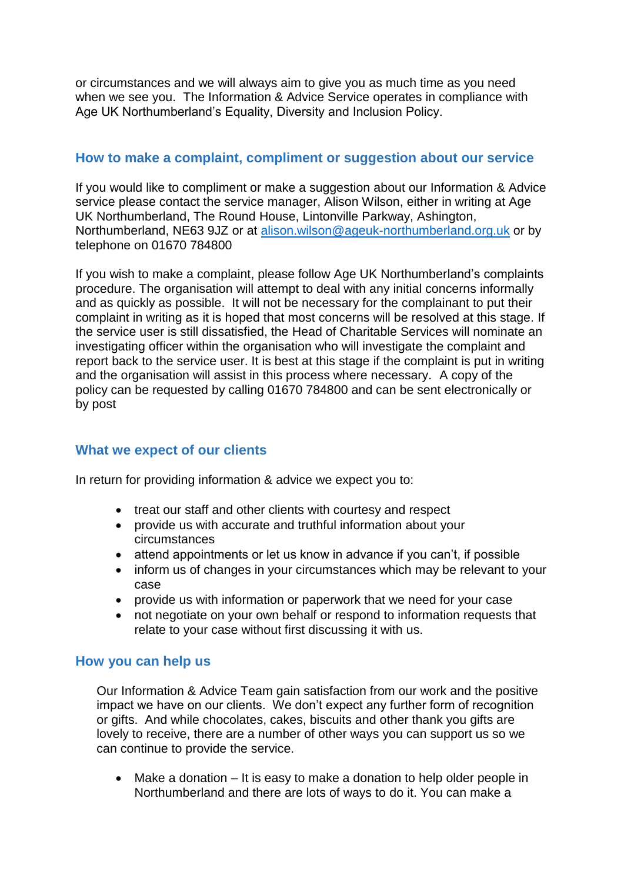or circumstances and we will always aim to give you as much time as you need when we see you. The Information & Advice Service operates in compliance with Age UK Northumberland's Equality, Diversity and Inclusion Policy.

## How to make a complaint, compliment or suggestion about our service

If you would like to compliment or make a suggestion about our Information & Advice service please contact the service manager, Alison Wilson, either in writing at Age UK Northumberland, The Round House, Lintonville Parkway, Ashington, Northumberland, NE63 9JZ or at alison.wilson@ageuk-northumberland.org.uk or by telephone on 01670 784800

If you wish to make a complaint, please follow Age UK Northumberland's complaints procedure. The organisation will attempt to deal with any initial concerns informally and as quickly as possible. It will not be necessary for the complainant to put their complaint in writing as it is hoped that most concerns will be resolved at this stage. If the service user is still dissatisfied, the Head of Charitable Services will nominate an investigating officer within the organisation who will investigate the complaint and report back to the service user. It is best at this stage if the complaint is put in writing and the organisation will assist in this process where necessary. A copy of the policy can be requested by calling 01670 784800 and can be sent electronically or by post

## What we expect of our clients

In return for providing information & advice we expect you to:

- treat our staff and other clients with courtesy and respect
- provide us with accurate and truthful information about your circumstances
- attend appointments or let us know in advance if you can't, if possible
- inform us of changes in your circumstances which may be relevant to your case
- provide us with information or paperwork that we need for your case
- not negotiate on your own behalf or respond to information requests that relate to your case without first discussing it with us.

## How you can help us

Our Information & Advice Team gain satisfaction from our work and the positive impact we have on our clients. We don't expect any further form of recognition or gifts. And while chocolates, cakes, biscuits and other thank you gifts are lovely to receive, there are a number of other ways you can support us so we can continue to provide the service.

- Make a donation – It is easy to make a donation to help older people in Northumberland and there are lots of ways to do it. You can make a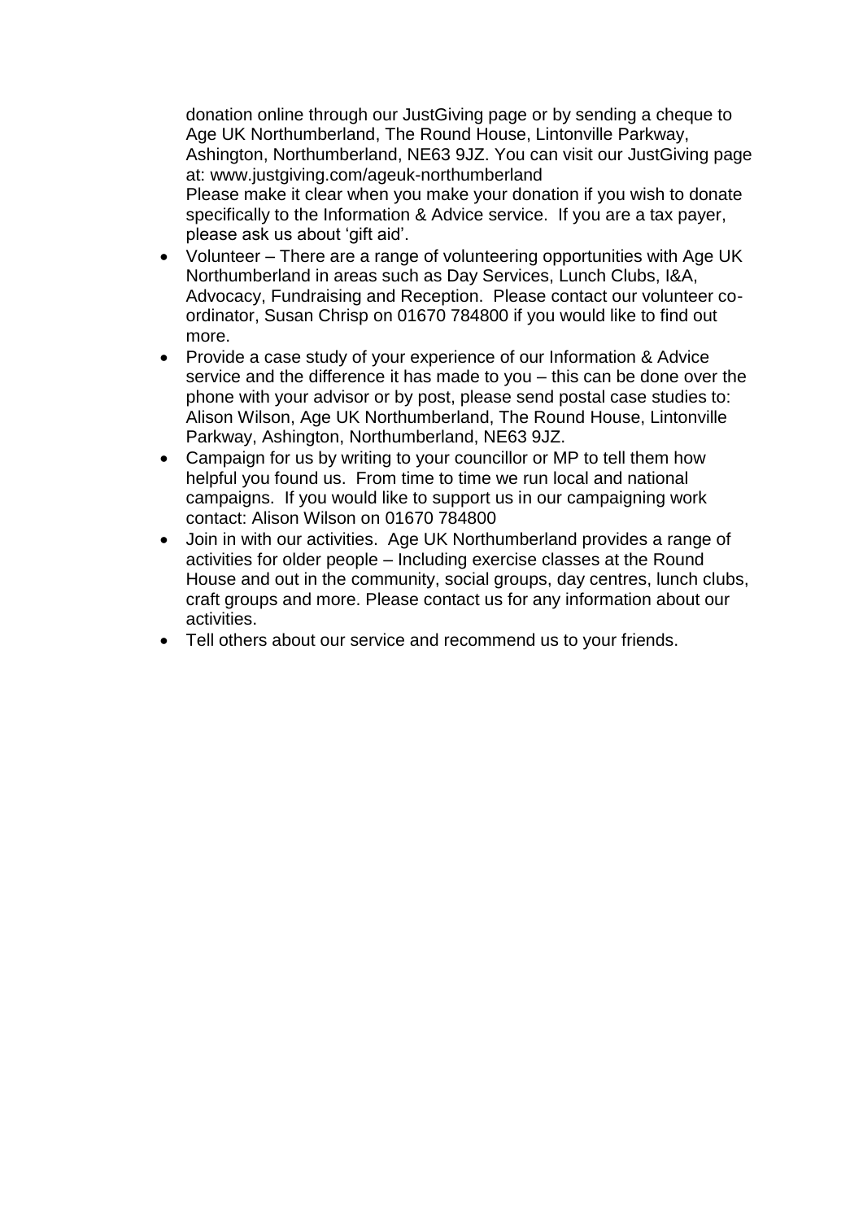donation online through our JustGiving page or by sending a cheque to Age UK Northumberland, The Round House, Lintonville Parkway, Ashington, Northumberland, NE63 9JZ. You can visit our JustGiving page at: www.justgiving.com/ageuk-northumberland
Please make it clear when you make your donation if you wish to donate specifically to the Information & Advice service. If you are a tax payer, please ask us about 'gift aid'.

- Volunteer – There are a range of volunteering opportunities with Age UK Northumberland in areas such as Day Services, Lunch Clubs, I&A, Advocacy, Fundraising and Reception. Please contact our volunteer co-ordinator, Susan Chrisp on 01670 784800 if you would like to find out more.
- Provide a case study of your experience of our Information & Advice service and the difference it has made to you – this can be done over the phone with your advisor or by post, please send postal case studies to: Alison Wilson, Age UK Northumberland, The Round House, Lintonville Parkway, Ashington, Northumberland, NE63 9JZ.
- Campaign for us by writing to your councillor or MP to tell them how helpful you found us. From time to time we run local and national campaigns. If you would like to support us in our campaigning work contact: Alison Wilson on 01670 784800
- Join in with our activities. Age UK Northumberland provides a range of activities for older people – Including exercise classes at the Round House and out in the community, social groups, day centres, lunch clubs, craft groups and more. Please contact us for any information about our activities.
- Tell others about our service and recommend us to your friends.